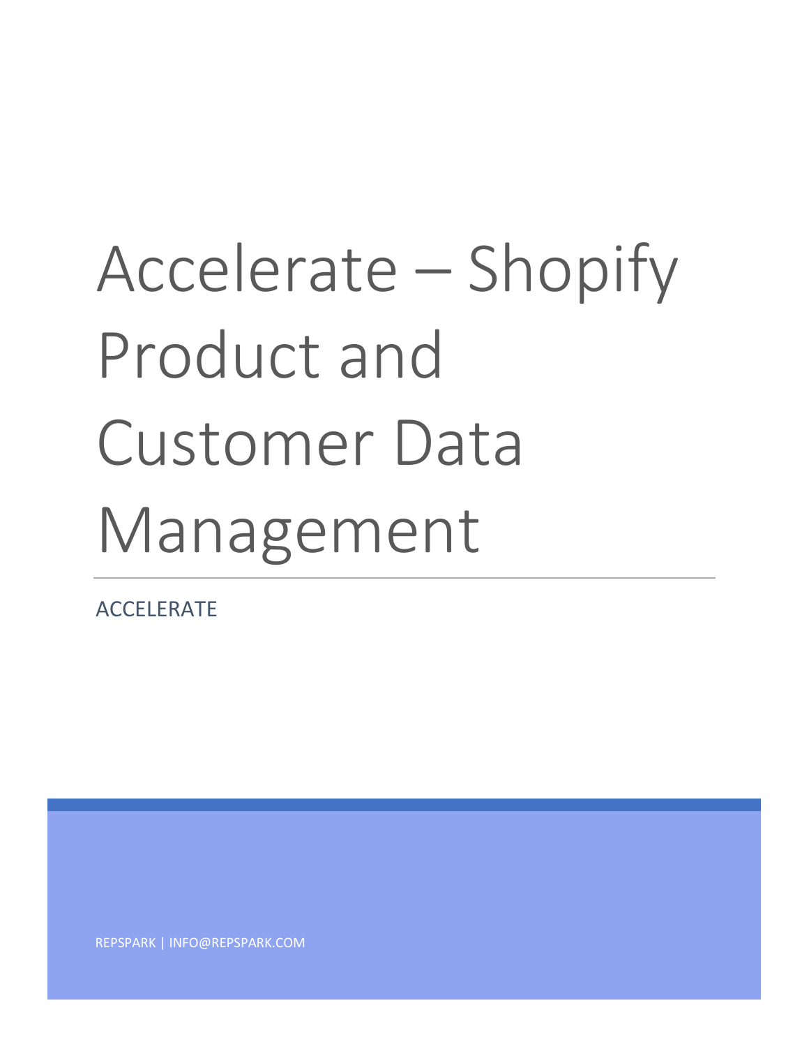# Accelerate – Shopify Product and Customer Data Management

ACCELERATE

REPSPARK | INFO@REPSPARK.COM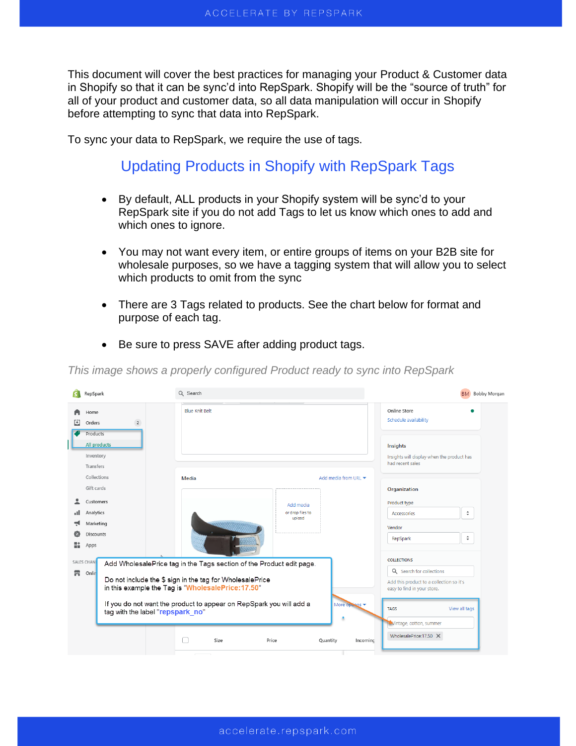This document will cover the best practices for managing your Product & Customer data in Shopify so that it can be sync'd into RepSpark. Shopify will be the "source of truth" for all of your product and customer data, so all data manipulation will occur in Shopify before attempting to sync that data into RepSpark.

To sync your data to RepSpark, we require the use of tags.

## Updating Products in Shopify with RepSpark Tags

- By default, ALL products in your Shopify system will be sync'd to your RepSpark site if you do not add Tags to let us know which ones to add and which ones to ignore.
- You may not want every item, or entire groups of items on your B2B site for wholesale purposes, so we have a tagging system that will allow you to select which products to omit from the sync
- There are 3 Tags related to products. See the chart below for format and purpose of each tag.
- Be sure to press SAVE after adding product tags.

*This image shows a properly configured Product ready to sync into RepSpark*

Add WholesalePrice tag in the Tags section of the Product edit page.

Do not include the $ sign in the tag for WholesalePrice in this example the Tag is "WholesalePrice:17.50"

If you do not want the product to appear on RepSpark you will add a tag with the label "repspark_no"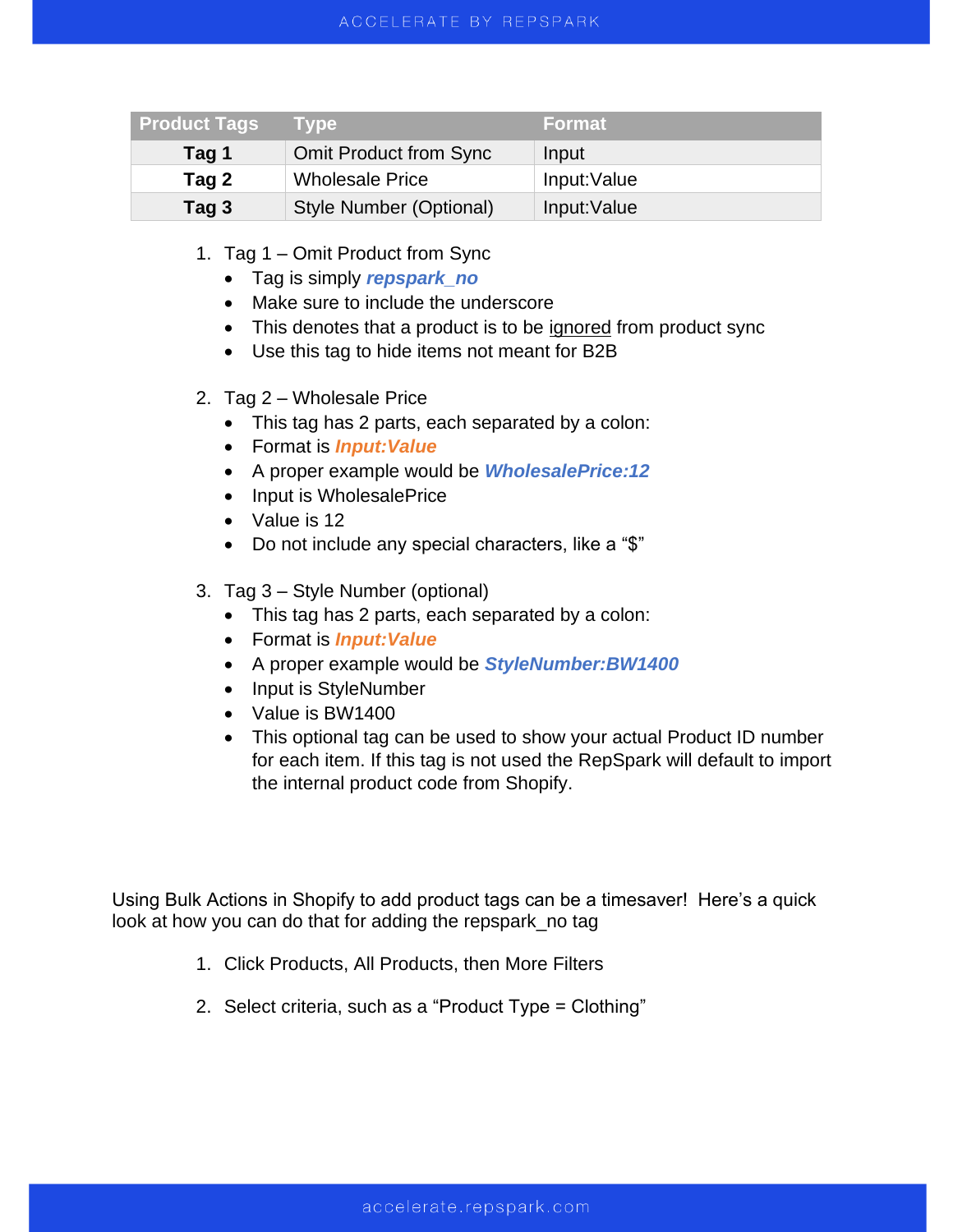| Product Tags | Type | Format |
|---|---|---|
| **Tag 1** | Omit Product from Sync | Input |
| **Tag 2** | Wholesale Price | Input:Value |
| **Tag 3** | Style Number (Optional) | Input:Value |

1. Tag 1 – Omit Product from Sync
   - Tag is simply ***repspark_no***
   - Make sure to include the underscore
   - This denotes that a product is to be ignored from product sync
   - Use this tag to hide items not meant for B2B

2. Tag 2 – Wholesale Price
   - This tag has 2 parts, each separated by a colon:
   - Format is ***Input:Value***
   - A proper example would be ***WholesalePrice:12***
   - Input is WholesalePrice
   - Value is 12
   - Do not include any special characters, like a "$"

3. Tag 3 – Style Number (optional)
   - This tag has 2 parts, each separated by a colon:
   - Format is ***Input:Value***
   - A proper example would be ***StyleNumber:BW1400***
   - Input is StyleNumber
   - Value is BW1400
   - This optional tag can be used to show your actual Product ID number for each item. If this tag is not used the RepSpark will default to import the internal product code from Shopify.

Using Bulk Actions in Shopify to add product tags can be a timesaver! Here's a quick look at how you can do that for adding the repspark_no tag

1. Click Products, All Products, then More Filters

2. Select criteria, such as a "Product Type = Clothing"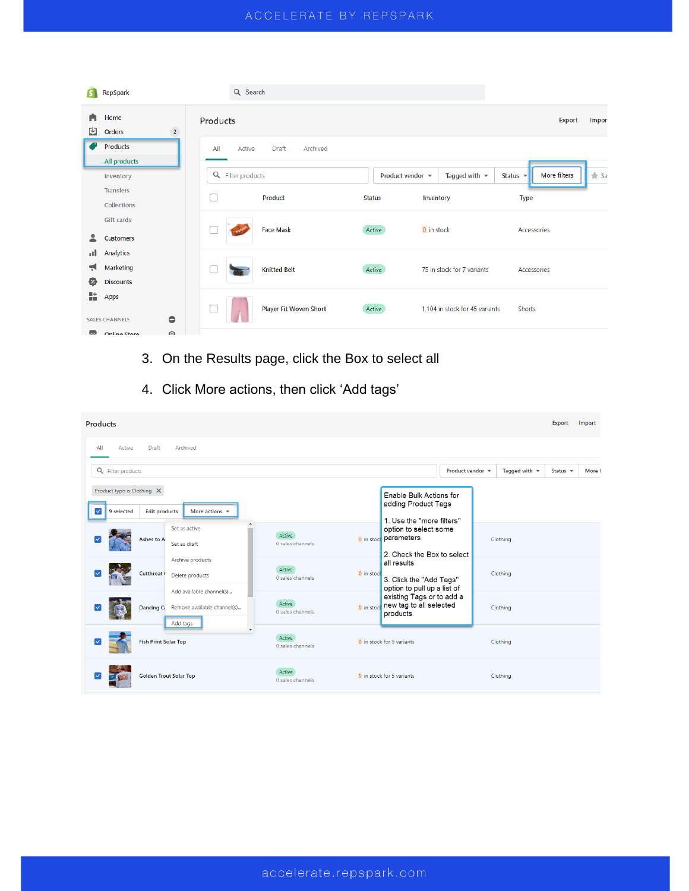3. On the Results page, click the Box to select all

4. Click More actions, then click 'Add tags'

Enable Bulk Actions for adding Product Tags

1. Use the "more filters" option to select some parameters

2. Check the Box to select all results

3. Click the "Add Tags" option to pull up a list of existing Tags or to add a new tag to all selected products.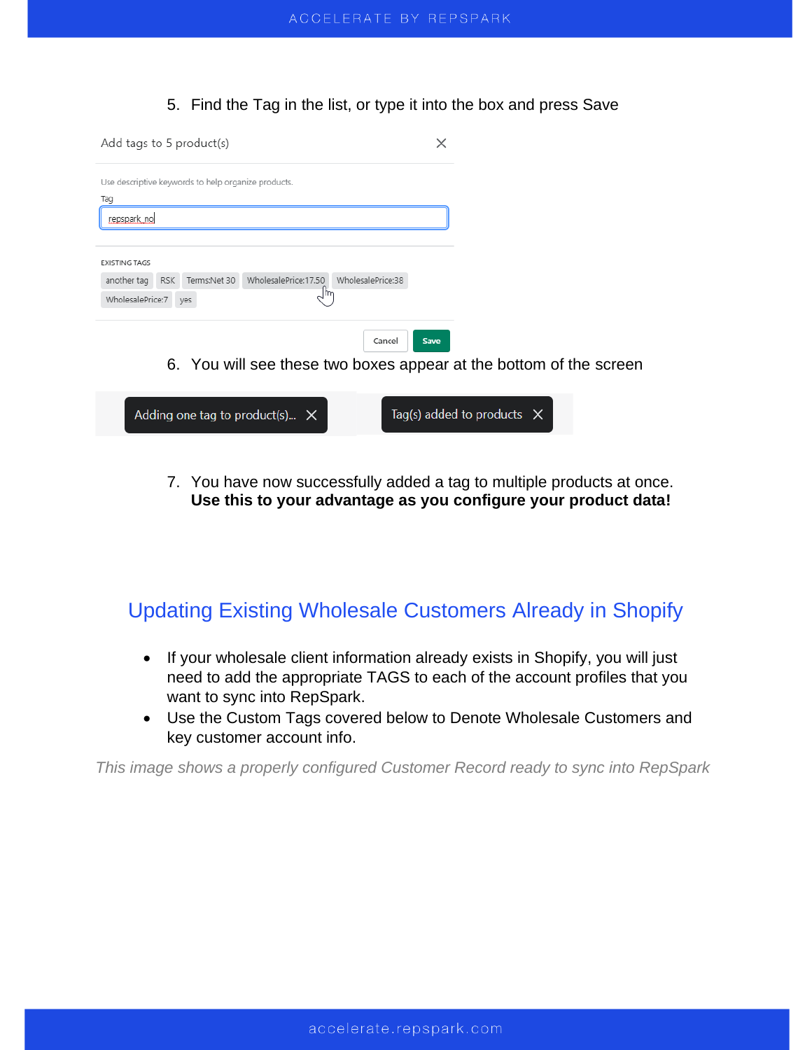5. Find the Tag in the list, or type it into the box and press Save

Add tags to 5 product(s)

Use descriptive keywords to help organize products.

Tag

repspark_no

EXISTING TAGS

another tag RSK Terms:Net 30 WholesalePrice:17.50 WholesalePrice:38 WholesalePrice:7 yes

Cancel Save

6. You will see these two boxes appear at the bottom of the screen

Adding one tag to product(s)... Tag(s) added to products

7. You have now successfully added a tag to multiple products at once. **Use this to your advantage as you configure your product data!**

## Updating Existing Wholesale Customers Already in Shopify

- If your wholesale client information already exists in Shopify, you will just need to add the appropriate TAGS to each of the account profiles that you want to sync into RepSpark.
- Use the Custom Tags covered below to Denote Wholesale Customers and key customer account info.

*This image shows a properly configured Customer Record ready to sync into RepSpark*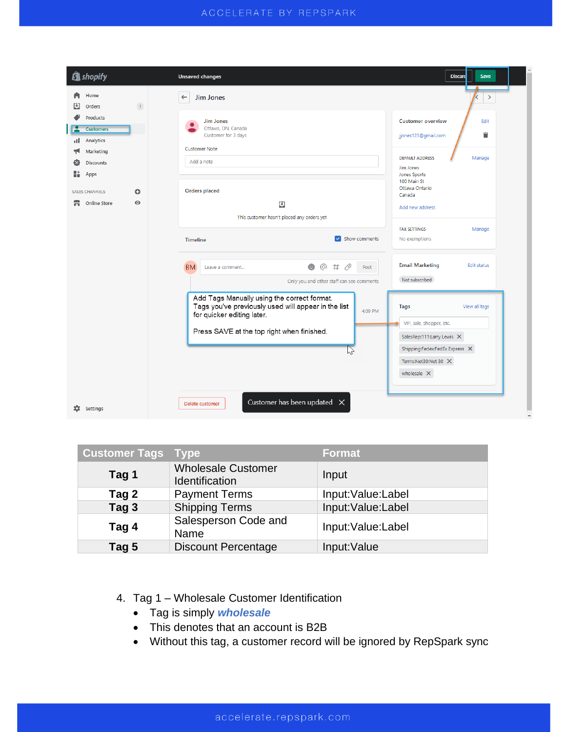| Customer Tags | Type | Format |
|---|---|---|
| **Tag 1** | Wholesale Customer Identification | Input |
| **Tag 2** | Payment Terms | Input:Value:Label |
| **Tag 3** | Shipping Terms | Input:Value:Label |
| **Tag 4** | Salesperson Code and Name | Input:Value:Label |
| **Tag 5** | Discount Percentage | Input:Value |

4. Tag 1 – Wholesale Customer Identification
   - Tag is simply ***wholesale***
   - This denotes that an account is B2B
   - Without this tag, a customer record will be ignored by RepSpark sync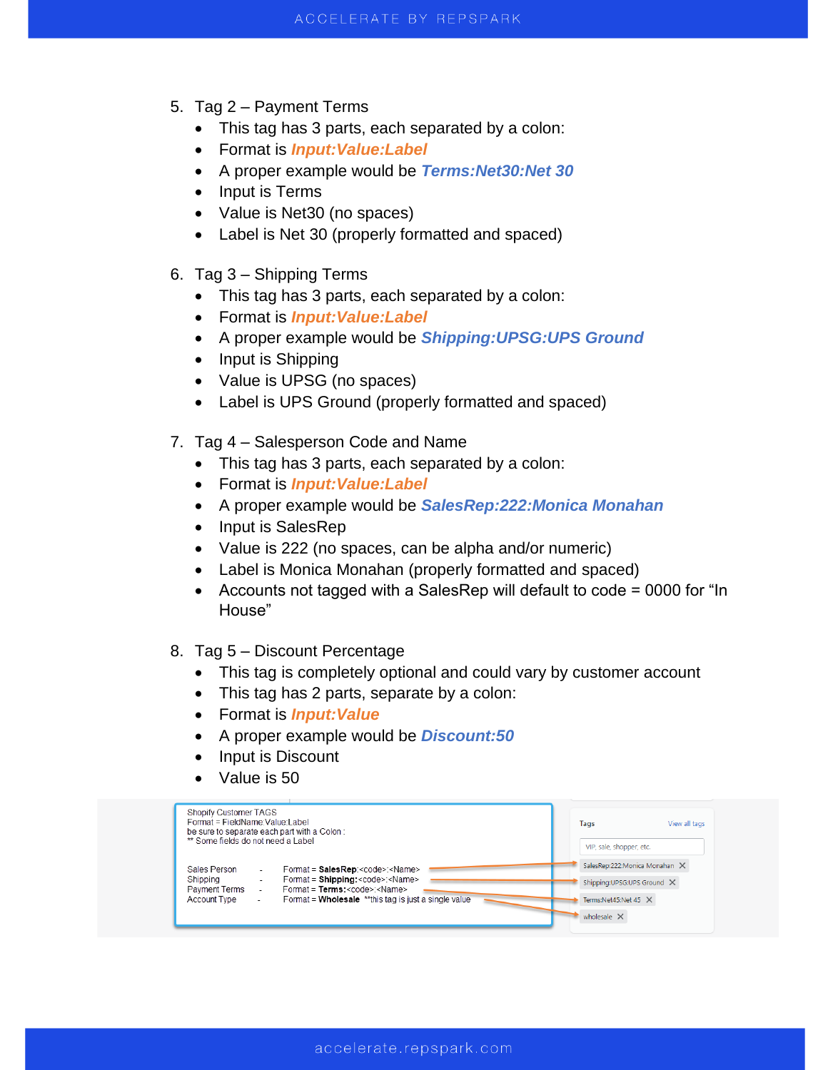5. Tag 2 – Payment Terms
   - This tag has 3 parts, each separated by a colon:
   - Format is ***Input:Value:Label***
   - A proper example would be ***Terms:Net30:Net 30***
   - Input is Terms
   - Value is Net30 (no spaces)
   - Label is Net 30 (properly formatted and spaced)

6. Tag 3 – Shipping Terms
   - This tag has 3 parts, each separated by a colon:
   - Format is ***Input:Value:Label***
   - A proper example would be ***Shipping:UPSG:UPS Ground***
   - Input is Shipping
   - Value is UPSG (no spaces)
   - Label is UPS Ground (properly formatted and spaced)

7. Tag 4 – Salesperson Code and Name
   - This tag has 3 parts, each separated by a colon:
   - Format is ***Input:Value:Label***
   - A proper example would be ***SalesRep:222:Monica Monahan***
   - Input is SalesRep
   - Value is 222 (no spaces, can be alpha and/or numeric)
   - Label is Monica Monahan (properly formatted and spaced)
   - Accounts not tagged with a SalesRep will default to code = 0000 for "In House"

8. Tag 5 – Discount Percentage
   - This tag is completely optional and could vary by customer account
   - This tag has 2 parts, separate by a colon:
   - Format is ***Input:Value***
   - A proper example would be ***Discount:50***
   - Input is Discount
   - Value is 50

Shopify Customer TAGS
Format = FieldName:Value:Label
be sure to separate each part with a Colon :
** Some fields do not need a Label

| | | |
|---|---|---|
| Sales Person | - | Format = **SalesRep**:<code>:<Name> |
| Shipping | - | Format = **Shipping:**<code>:<Name> |
| Payment Terms | - | Format = **Terms:**<code>:<Name> |
| Account Type | - | Format = **Wholesale** **this tag is just a single value |

Tags — View all tags

VIP, sale, shopper, etc.

- SalesRep:222:Monica Monahan
- Shipping:UPSG:UPS Ground
- Terms:Net45:Net 45
- wholesale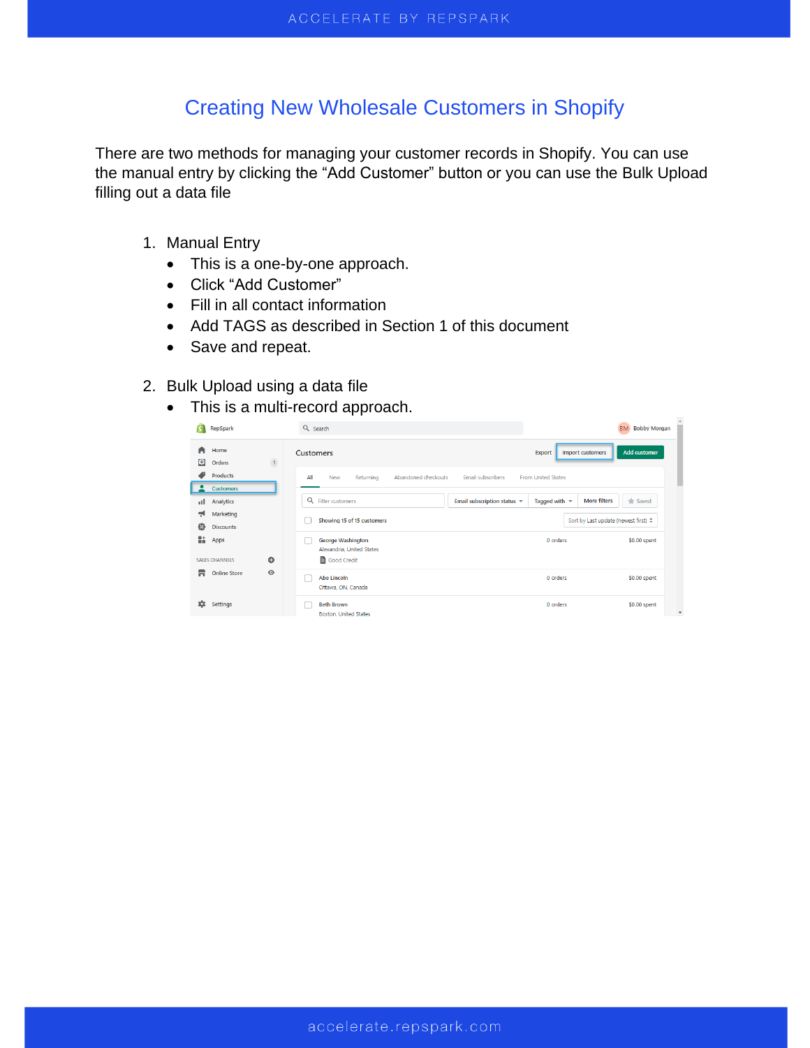# Creating New Wholesale Customers in Shopify

There are two methods for managing your customer records in Shopify. You can use the manual entry by clicking the "Add Customer" button or you can use the Bulk Upload filling out a data file

1. Manual Entry
   - This is a one-by-one approach.
   - Click "Add Customer"
   - Fill in all contact information
   - Add TAGS as described in Section 1 of this document
   - Save and repeat.

2. Bulk Upload using a data file
   - This is a multi-record approach.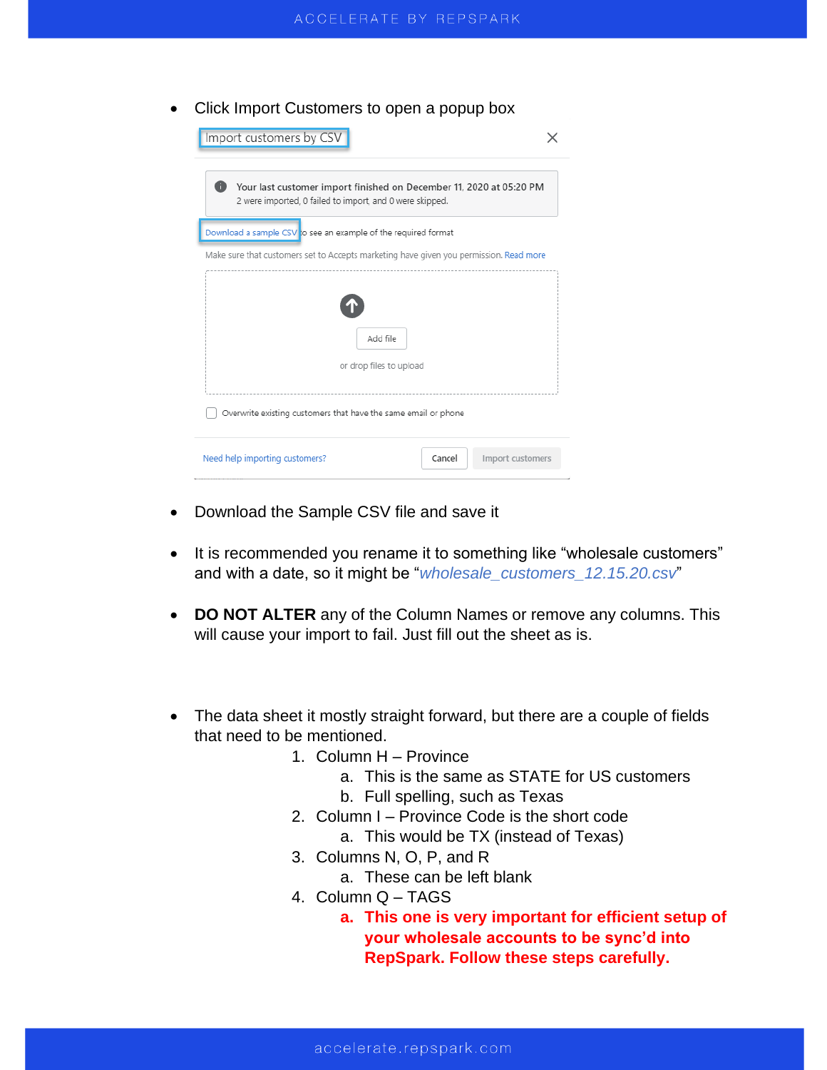- Click Import Customers to open a popup box

Import customers by CSV

Your last customer import finished on December 11, 2020 at 05:20 PM
2 were imported, 0 failed to import, and 0 were skipped.

Download a sample CSV to see an example of the required format

Make sure that customers set to Accepts marketing have given you permission. Read more

Add file

or drop files to upload

Overwrite existing customers that have the same email or phone

Need help importing customers? Cancel Import customers

- Download the Sample CSV file and save it

- It is recommended you rename it to something like "wholesale customers" and with a date, so it might be "*wholesale_customers_12.15.20.csv*"

- **DO NOT ALTER** any of the Column Names or remove any columns. This will cause your import to fail. Just fill out the sheet as is.

- The data sheet it mostly straight forward, but there are a couple of fields that need to be mentioned.
    1. Column H – Province
        a. This is the same as STATE for US customers
        b. Full spelling, such as Texas
    2. Column I – Province Code is the short code
        a. This would be TX (instead of Texas)
    3. Columns N, O, P, and R
        a. These can be left blank
    4. Column Q – TAGS
        a. **This one is very important for efficient setup of your wholesale accounts to be sync'd into RepSpark. Follow these steps carefully.**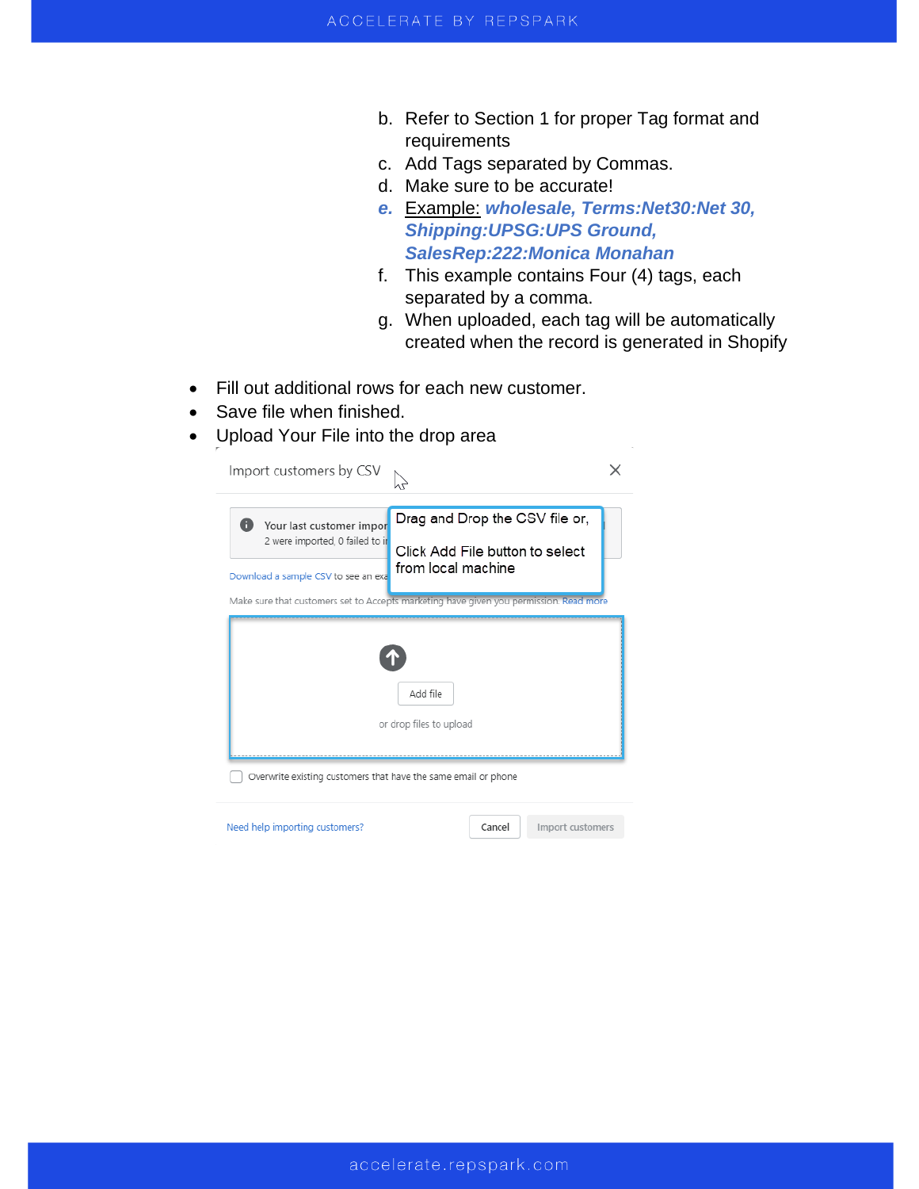b. Refer to Section 1 for proper Tag format and requirements
c. Add Tags separated by Commas.
d. Make sure to be accurate!
e. Example: ***wholesale, Terms:Net30:Net 30, Shipping:UPSG:UPS Ground, SalesRep:222:Monica Monahan***
f. This example contains Four (4) tags, each separated by a comma.
g. When uploaded, each tag will be automatically created when the record is generated in Shopify

- Fill out additional rows for each new customer.
- Save file when finished.
- Upload Your File into the drop area

Import customers by CSV

Your last customer impor...
2 were imported, 0 failed to i...

Drag and Drop the CSV file or,

Click Add File button to select from local machine

Download a sample CSV to see an exa...

Make sure that customers set to Accepts marketing have given you permission. Read more

Add file

or drop files to upload

Overwrite existing customers that have the same email or phone

Need help importing customers?

Cancel

Import customers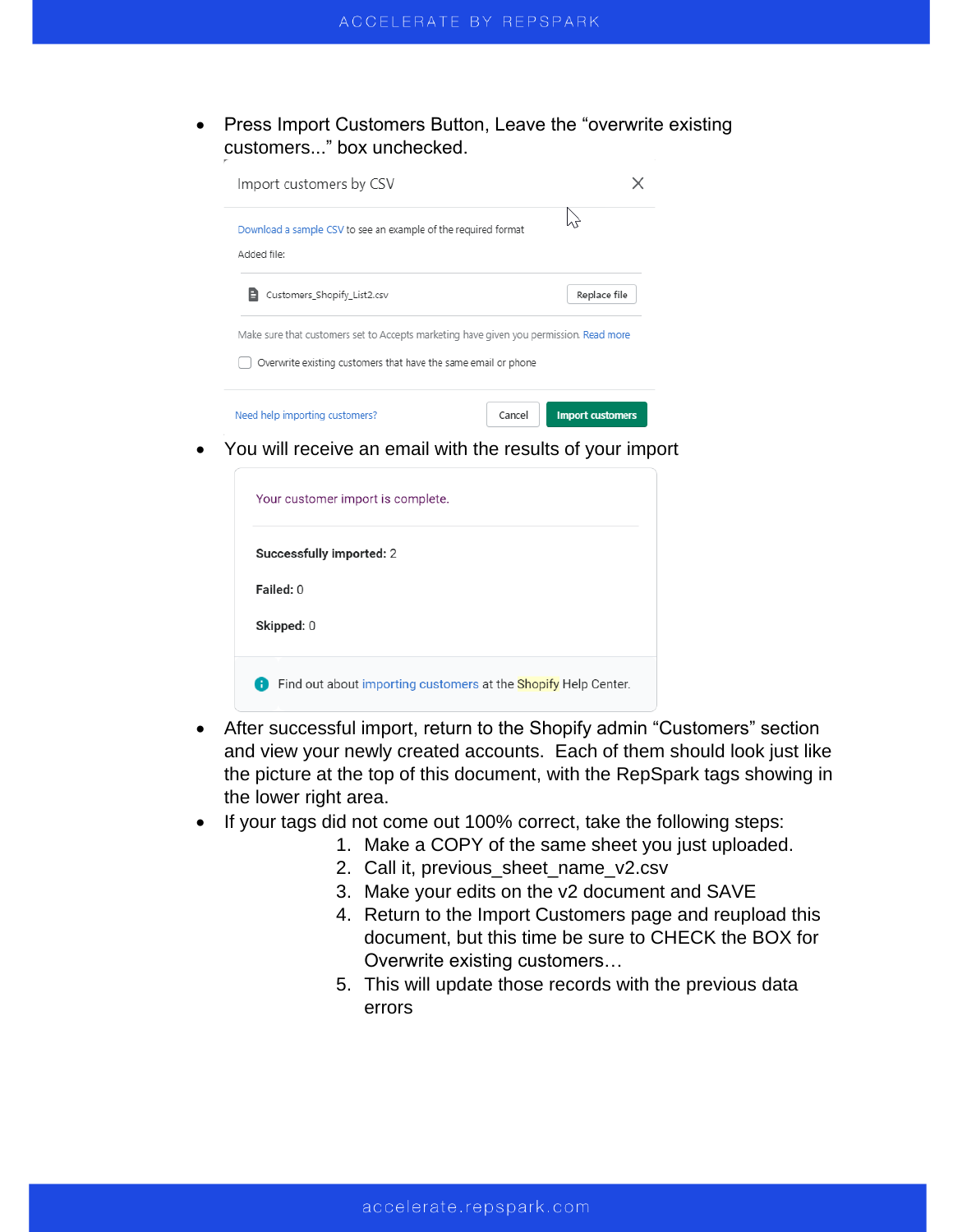- Press Import Customers Button, Leave the “overwrite existing customers...” box unchecked.

Import customers by CSV

Download a sample CSV to see an example of the required format

Added file:

Customers_Shopify_List2.csv    Replace file

Make sure that customers set to Accepts marketing have given you permission. Read more

☐ Overwrite existing customers that have the same email or phone

Need help importing customers?    Cancel    Import customers

- You will receive an email with the results of your import

Your customer import is complete.

**Successfully imported:** 2

**Failed:** 0

**Skipped:** 0

Find out about importing customers at the Shopify Help Center.

- After successful import, return to the Shopify admin “Customers” section and view your newly created accounts. Each of them should look just like the picture at the top of this document, with the RepSpark tags showing in the lower right area.
- If your tags did not come out 100% correct, take the following steps:
  1. Make a COPY of the same sheet you just uploaded.
  2. Call it, previous_sheet_name_v2.csv
  3. Make your edits on the v2 document and SAVE
  4. Return to the Import Customers page and reupload this document, but this time be sure to CHECK the BOX for Overwrite existing customers…
  5. This will update those records with the previous data errors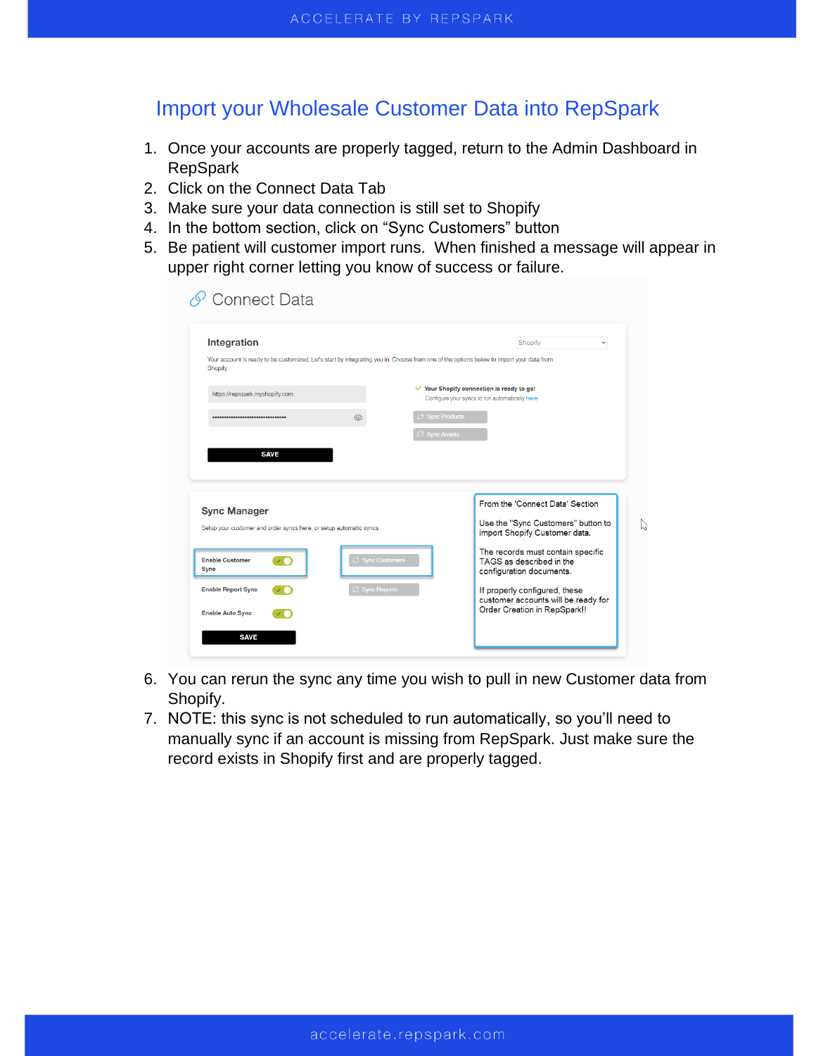## Import your Wholesale Customer Data into RepSpark

1. Once your accounts are properly tagged, return to the Admin Dashboard in RepSpark
2. Click on the Connect Data Tab
3. Make sure your data connection is still set to Shopify
4. In the bottom section, click on “Sync Customers” button
5. Be patient will customer import runs.  When finished a message will appear in upper right corner letting you know of success or failure.

Connect Data

Integration

Shopify

Your account is ready to be customized. Let's start by integrating you in. Choose from one of the options below to import your data from Shopify

https://repspark.myshopify.com

Your Shopify connection is ready to go!

Configure your syncs to run automatically here

Sync Products

Sync Assets

SAVE

Sync Manager

Setup your customer and order syncs here, or setup automatic syncs

Enable Customer Sync

Sync Customers

Enable Report Sync

Sync Reports

Enable Auto Sync

SAVE

From the 'Connect Data' Section

Use the "Sync Customers" button to import Shopify Customer data.

The records must contain specific TAGS as described in the configuration documents.

If properly configured, these customer accounts will be ready for Order Creation in RepSpark!!

6. You can rerun the sync any time you wish to pull in new Customer data from Shopify.
7. NOTE: this sync is not scheduled to run automatically, so you’ll need to manually sync if an account is missing from RepSpark. Just make sure the record exists in Shopify first and are properly tagged.